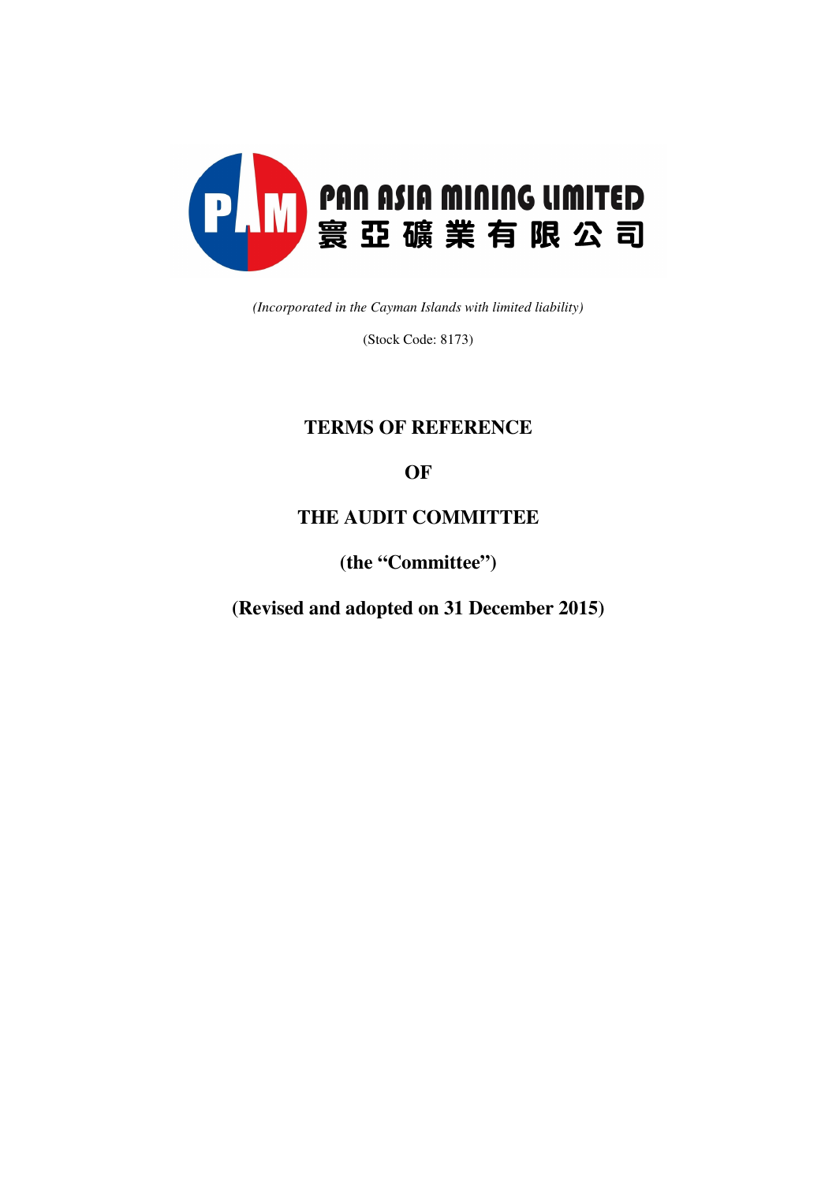PAN ASIA MINING LIMITED

寰亞礦業有限公司

*(Incorporated in the Cayman Islands with limited liability)*

(Stock Code: 8173)

# TERMS OF REFERENCE

# OF

# THE AUDIT COMMITTEE

# (the "Committee")

# (Revised and adopted on 31 December 2015)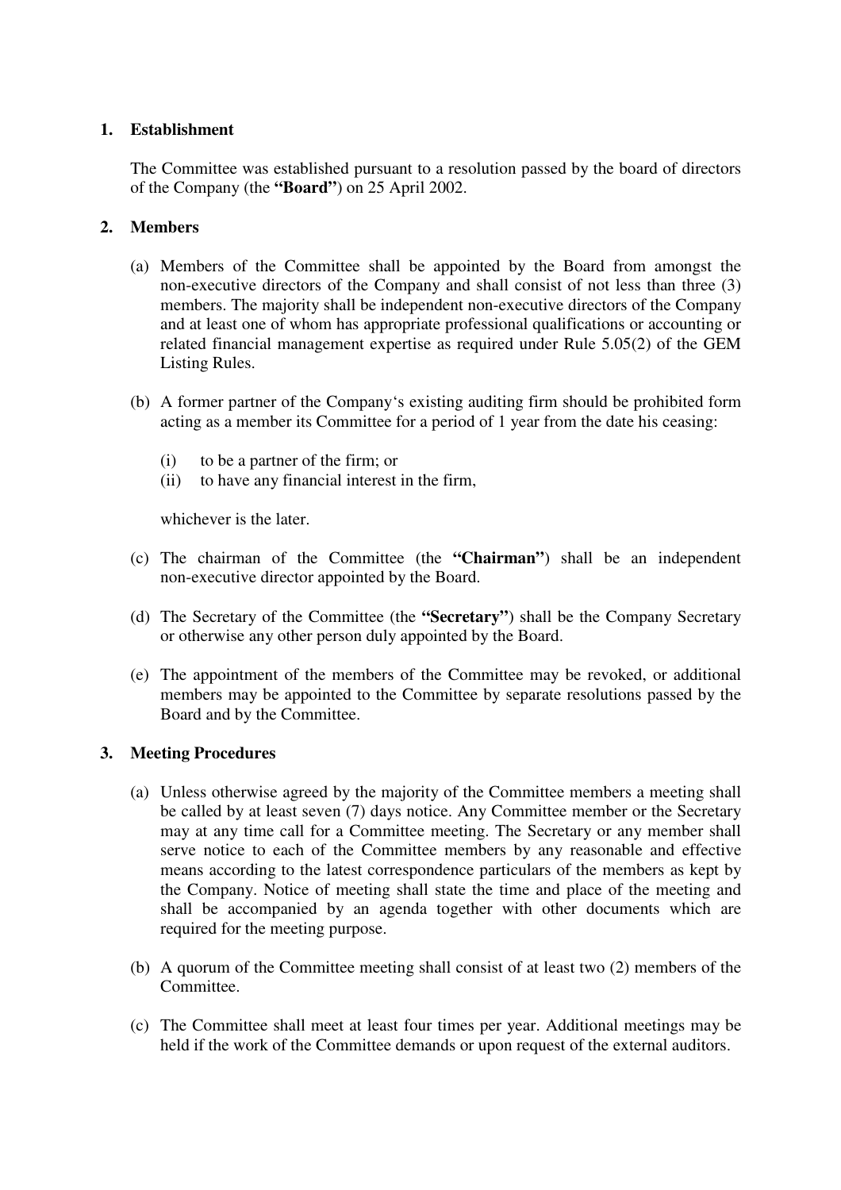## 1. Establishment

The Committee was established pursuant to a resolution passed by the board of directors of the Company (the **"Board"**) on 25 April 2002.

## 2. Members

(a) Members of the Committee shall be appointed by the Board from amongst the non-executive directors of the Company and shall consist of not less than three (3) members. The majority shall be independent non-executive directors of the Company and at least one of whom has appropriate professional qualifications or accounting or related financial management expertise as required under Rule 5.05(2) of the GEM Listing Rules.

(b) A former partner of the Company's existing auditing firm should be prohibited form acting as a member its Committee for a period of 1 year from the date his ceasing:

  (i) to be a partner of the firm; or
  (ii) to have any financial interest in the firm,

  whichever is the later.

(c) The chairman of the Committee (the **"Chairman"**) shall be an independent non-executive director appointed by the Board.

(d) The Secretary of the Committee (the **"Secretary"**) shall be the Company Secretary or otherwise any other person duly appointed by the Board.

(e) The appointment of the members of the Committee may be revoked, or additional members may be appointed to the Committee by separate resolutions passed by the Board and by the Committee.

## 3. Meeting Procedures

(a) Unless otherwise agreed by the majority of the Committee members a meeting shall be called by at least seven (7) days notice. Any Committee member or the Secretary may at any time call for a Committee meeting. The Secretary or any member shall serve notice to each of the Committee members by any reasonable and effective means according to the latest correspondence particulars of the members as kept by the Company. Notice of meeting shall state the time and place of the meeting and shall be accompanied by an agenda together with other documents which are required for the meeting purpose.

(b) A quorum of the Committee meeting shall consist of at least two (2) members of the Committee.

(c) The Committee shall meet at least four times per year. Additional meetings may be held if the work of the Committee demands or upon request of the external auditors.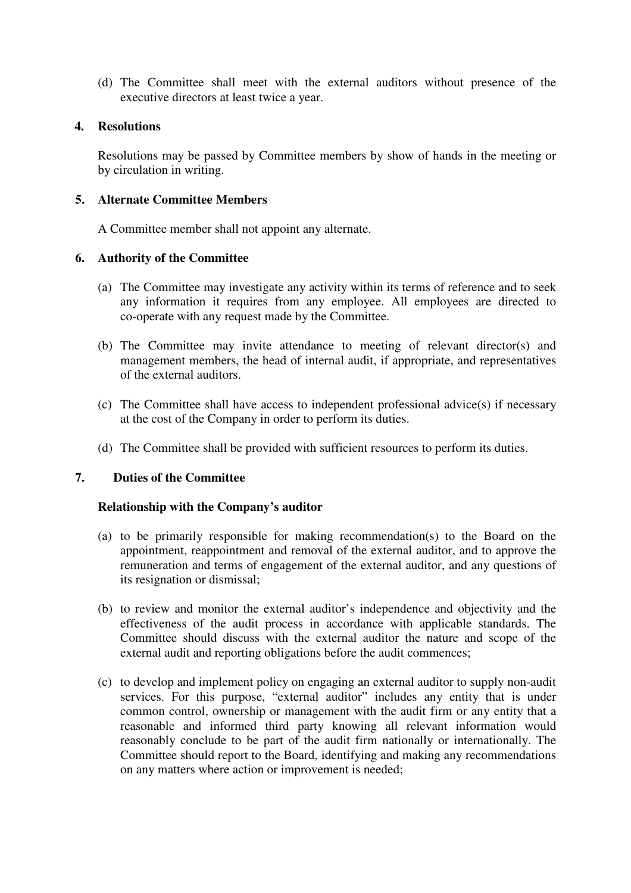(d) The Committee shall meet with the external auditors without presence of the executive directors at least twice a year.

## 4. Resolutions

Resolutions may be passed by Committee members by show of hands in the meeting or by circulation in writing.

## 5. Alternate Committee Members

A Committee member shall not appoint any alternate.

## 6. Authority of the Committee

(a) The Committee may investigate any activity within its terms of reference and to seek any information it requires from any employee. All employees are directed to co-operate with any request made by the Committee.

(b) The Committee may invite attendance to meeting of relevant director(s) and management members, the head of internal audit, if appropriate, and representatives of the external auditors.

(c) The Committee shall have access to independent professional advice(s) if necessary at the cost of the Company in order to perform its duties.

(d) The Committee shall be provided with sufficient resources to perform its duties.

## 7. Duties of the Committee

**Relationship with the Company's auditor**

(a) to be primarily responsible for making recommendation(s) to the Board on the appointment, reappointment and removal of the external auditor, and to approve the remuneration and terms of engagement of the external auditor, and any questions of its resignation or dismissal;

(b) to review and monitor the external auditor's independence and objectivity and the effectiveness of the audit process in accordance with applicable standards. The Committee should discuss with the external auditor the nature and scope of the external audit and reporting obligations before the audit commences;

(c) to develop and implement policy on engaging an external auditor to supply non-audit services. For this purpose, "external auditor" includes any entity that is under common control, ownership or management with the audit firm or any entity that a reasonable and informed third party knowing all relevant information would reasonably conclude to be part of the audit firm nationally or internationally. The Committee should report to the Board, identifying and making any recommendations on any matters where action or improvement is needed;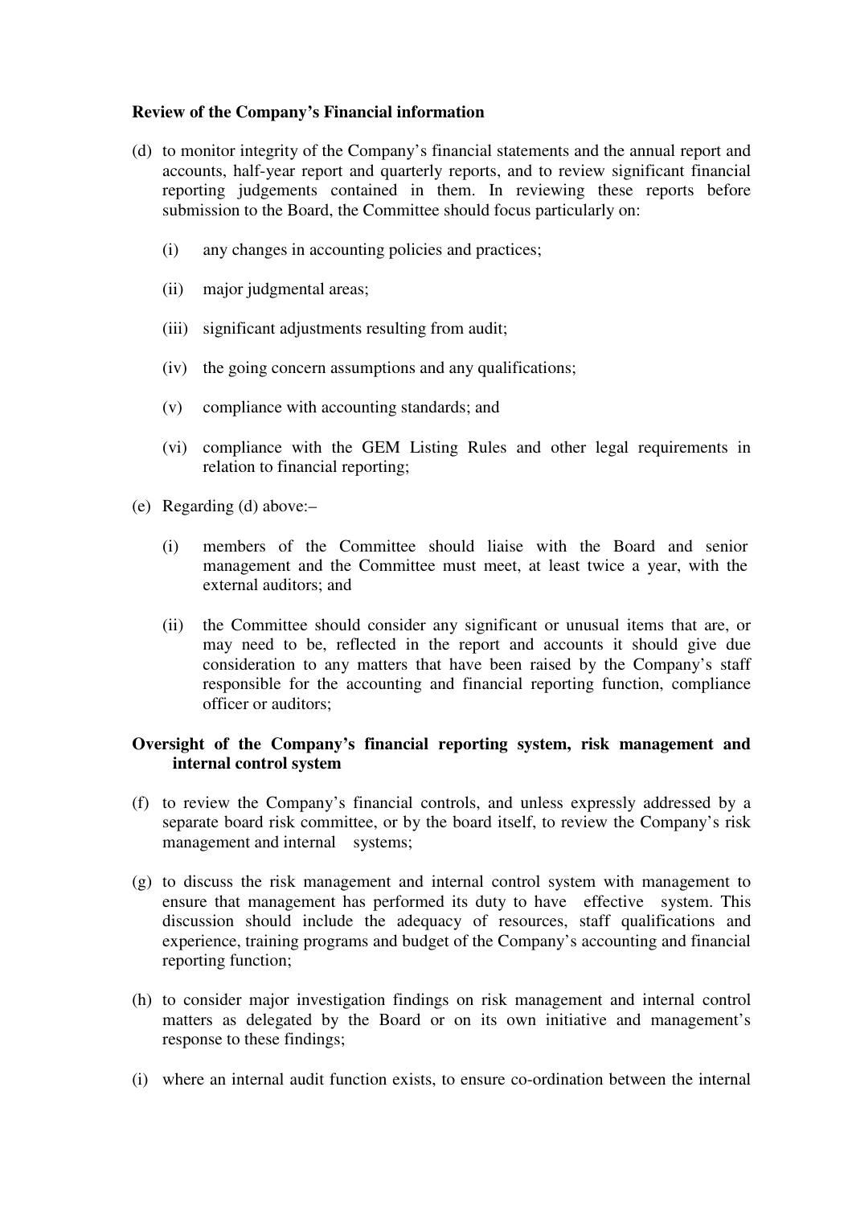**Review of the Company's Financial information**

(d) to monitor integrity of the Company's financial statements and the annual report and accounts, half-year report and quarterly reports, and to review significant financial reporting judgements contained in them. In reviewing these reports before submission to the Board, the Committee should focus particularly on:

  (i) any changes in accounting policies and practices;

  (ii) major judgmental areas;

  (iii) significant adjustments resulting from audit;

  (iv) the going concern assumptions and any qualifications;

  (v) compliance with accounting standards; and

  (vi) compliance with the GEM Listing Rules and other legal requirements in relation to financial reporting;

(e) Regarding (d) above:–

  (i) members of the Committee should liaise with the Board and senior management and the Committee must meet, at least twice a year, with the external auditors; and

  (ii) the Committee should consider any significant or unusual items that are, or may need to be, reflected in the report and accounts it should give due consideration to any matters that have been raised by the Company's staff responsible for the accounting and financial reporting function, compliance officer or auditors;

**Oversight of the Company's financial reporting system, risk management and internal control system**

(f) to review the Company's financial controls, and unless expressly addressed by a separate board risk committee, or by the board itself, to review the Company's risk management and internal systems;

(g) to discuss the risk management and internal control system with management to ensure that management has performed its duty to have effective system. This discussion should include the adequacy of resources, staff qualifications and experience, training programs and budget of the Company's accounting and financial reporting function;

(h) to consider major investigation findings on risk management and internal control matters as delegated by the Board or on its own initiative and management's response to these findings;

(i) where an internal audit function exists, to ensure co-ordination between the internal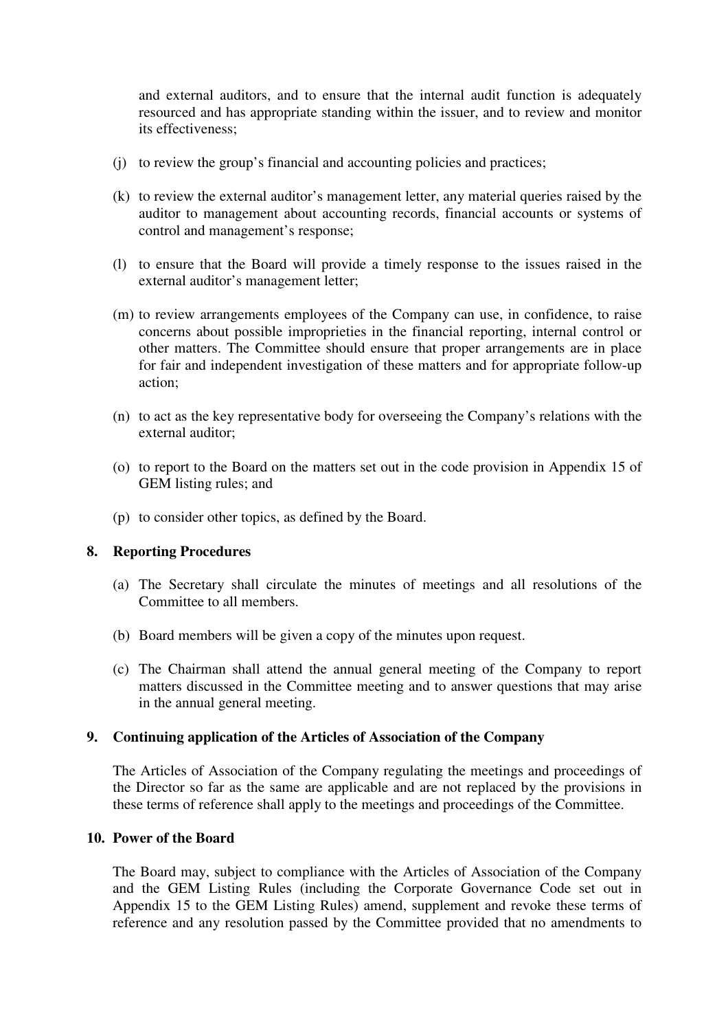and external auditors, and to ensure that the internal audit function is adequately resourced and has appropriate standing within the issuer, and to review and monitor its effectiveness;

(j) to review the group's financial and accounting policies and practices;

(k) to review the external auditor's management letter, any material queries raised by the auditor to management about accounting records, financial accounts or systems of control and management's response;

(l) to ensure that the Board will provide a timely response to the issues raised in the external auditor's management letter;

(m) to review arrangements employees of the Company can use, in confidence, to raise concerns about possible improprieties in the financial reporting, internal control or other matters. The Committee should ensure that proper arrangements are in place for fair and independent investigation of these matters and for appropriate follow-up action;

(n) to act as the key representative body for overseeing the Company's relations with the external auditor;

(o) to report to the Board on the matters set out in the code provision in Appendix 15 of GEM listing rules; and

(p) to consider other topics, as defined by the Board.

## 8. Reporting Procedures

(a) The Secretary shall circulate the minutes of meetings and all resolutions of the Committee to all members.

(b) Board members will be given a copy of the minutes upon request.

(c) The Chairman shall attend the annual general meeting of the Company to report matters discussed in the Committee meeting and to answer questions that may arise in the annual general meeting.

## 9. Continuing application of the Articles of Association of the Company

The Articles of Association of the Company regulating the meetings and proceedings of the Director so far as the same are applicable and are not replaced by the provisions in these terms of reference shall apply to the meetings and proceedings of the Committee.

## 10. Power of the Board

The Board may, subject to compliance with the Articles of Association of the Company and the GEM Listing Rules (including the Corporate Governance Code set out in Appendix 15 to the GEM Listing Rules) amend, supplement and revoke these terms of reference and any resolution passed by the Committee provided that no amendments to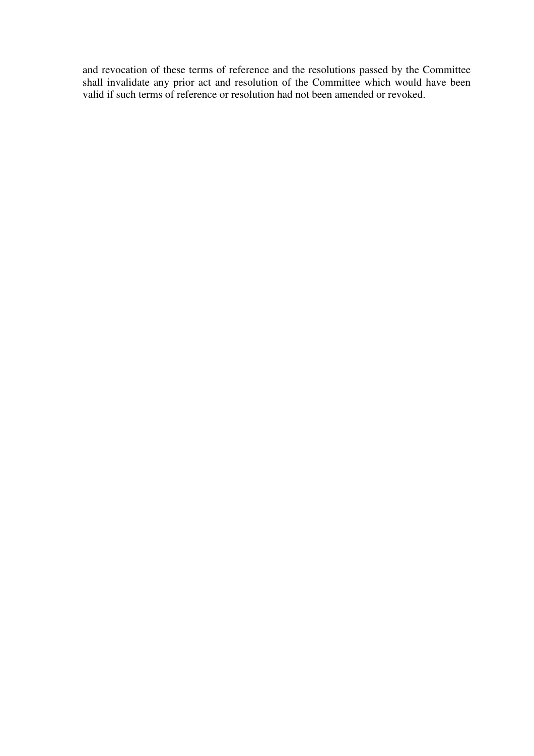and revocation of these terms of reference and the resolutions passed by the Committee shall invalidate any prior act and resolution of the Committee which would have been valid if such terms of reference or resolution had not been amended or revoked.